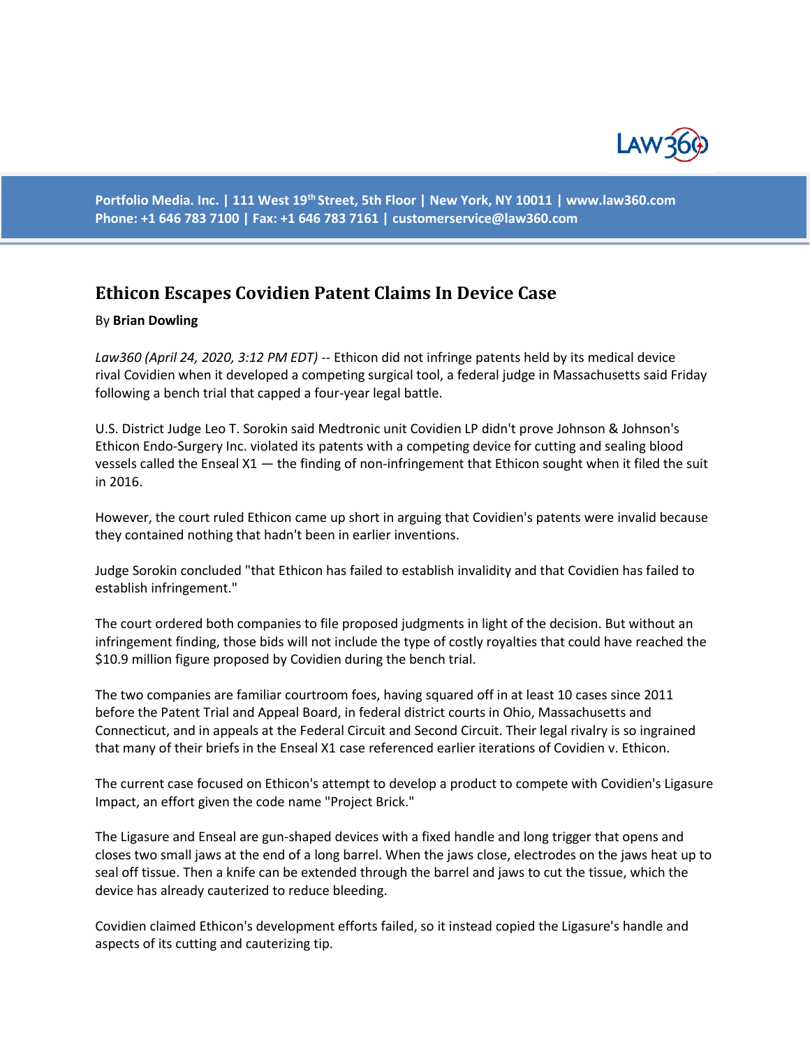Portfolio Media. Inc. | 111 West 19th Street, 5th Floor | New York, NY 10011 | www.law360.com
Phone: +1 646 783 7100 | Fax: +1 646 783 7161 | customerservice@law360.com

# Ethicon Escapes Covidien Patent Claims In Device Case

By **Brian Dowling**

*Law360 (April 24, 2020, 3:12 PM EDT)* -- Ethicon did not infringe patents held by its medical device rival Covidien when it developed a competing surgical tool, a federal judge in Massachusetts said Friday following a bench trial that capped a four-year legal battle.

U.S. District Judge Leo T. Sorokin said Medtronic unit Covidien LP didn't prove Johnson & Johnson's Ethicon Endo-Surgery Inc. violated its patents with a competing device for cutting and sealing blood vessels called the Enseal X1 — the finding of non-infringement that Ethicon sought when it filed the suit in 2016.

However, the court ruled Ethicon came up short in arguing that Covidien's patents were invalid because they contained nothing that hadn't been in earlier inventions.

Judge Sorokin concluded "that Ethicon has failed to establish invalidity and that Covidien has failed to establish infringement."

The court ordered both companies to file proposed judgments in light of the decision. But without an infringement finding, those bids will not include the type of costly royalties that could have reached the $10.9 million figure proposed by Covidien during the bench trial.

The two companies are familiar courtroom foes, having squared off in at least 10 cases since 2011 before the Patent Trial and Appeal Board, in federal district courts in Ohio, Massachusetts and Connecticut, and in appeals at the Federal Circuit and Second Circuit. Their legal rivalry is so ingrained that many of their briefs in the Enseal X1 case referenced earlier iterations of Covidien v. Ethicon.

The current case focused on Ethicon's attempt to develop a product to compete with Covidien's Ligasure Impact, an effort given the code name "Project Brick."

The Ligasure and Enseal are gun-shaped devices with a fixed handle and long trigger that opens and closes two small jaws at the end of a long barrel. When the jaws close, electrodes on the jaws heat up to seal off tissue. Then a knife can be extended through the barrel and jaws to cut the tissue, which the device has already cauterized to reduce bleeding.

Covidien claimed Ethicon's development efforts failed, so it instead copied the Ligasure's handle and aspects of its cutting and cauterizing tip.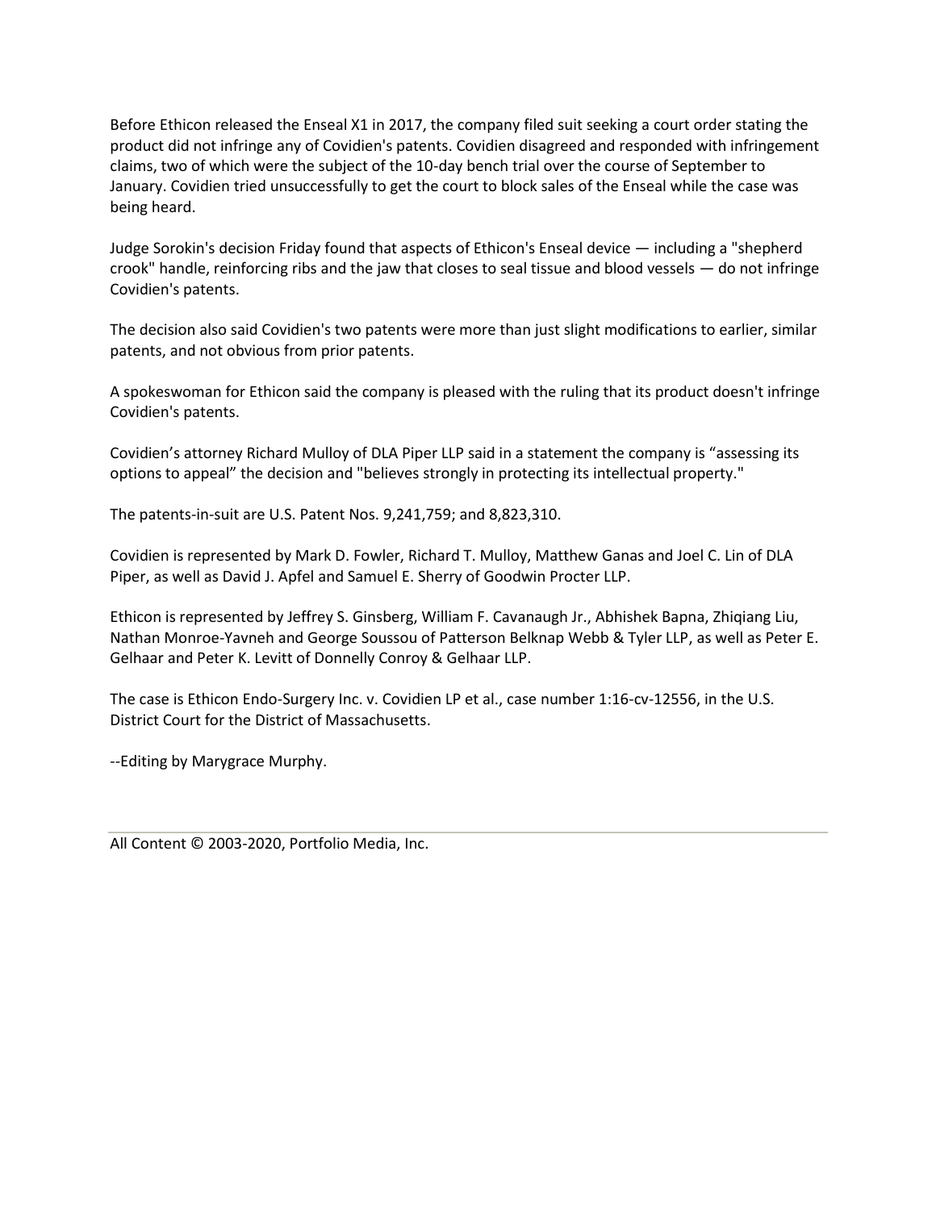Before Ethicon released the Enseal X1 in 2017, the company filed suit seeking a court order stating the product did not infringe any of Covidien's patents. Covidien disagreed and responded with infringement claims, two of which were the subject of the 10-day bench trial over the course of September to January. Covidien tried unsuccessfully to get the court to block sales of the Enseal while the case was being heard.

Judge Sorokin's decision Friday found that aspects of Ethicon's Enseal device — including a "shepherd crook" handle, reinforcing ribs and the jaw that closes to seal tissue and blood vessels — do not infringe Covidien's patents.

The decision also said Covidien's two patents were more than just slight modifications to earlier, similar patents, and not obvious from prior patents.

A spokeswoman for Ethicon said the company is pleased with the ruling that its product doesn't infringe Covidien's patents.

Covidien's attorney Richard Mulloy of DLA Piper LLP said in a statement the company is "assessing its options to appeal" the decision and "believes strongly in protecting its intellectual property."

The patents-in-suit are U.S. Patent Nos. 9,241,759; and 8,823,310.

Covidien is represented by Mark D. Fowler, Richard T. Mulloy, Matthew Ganas and Joel C. Lin of DLA Piper, as well as David J. Apfel and Samuel E. Sherry of Goodwin Procter LLP.

Ethicon is represented by Jeffrey S. Ginsberg, William F. Cavanaugh Jr., Abhishek Bapna, Zhiqiang Liu, Nathan Monroe-Yavneh and George Soussou of Patterson Belknap Webb & Tyler LLP, as well as Peter E. Gelhaar and Peter K. Levitt of Donnelly Conroy & Gelhaar LLP.

The case is Ethicon Endo-Surgery Inc. v. Covidien LP et al., case number 1:16-cv-12556, in the U.S. District Court for the District of Massachusetts.

--Editing by Marygrace Murphy.

---

All Content © 2003-2020, Portfolio Media, Inc.